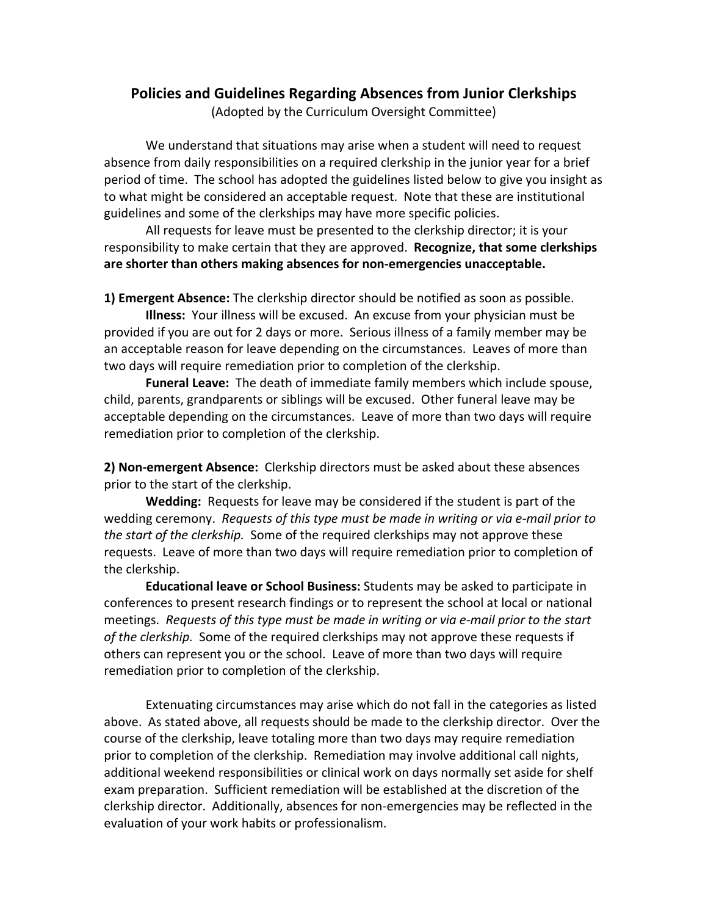# Policies and Guidelines Regarding Absences from Junior Clerkships

(Adopted by the Curriculum Oversight Committee)

We understand that situations may arise when a student will need to request absence from daily responsibilities on a required clerkship in the junior year for a brief period of time. The school has adopted the guidelines listed below to give you insight as to what might be considered an acceptable request. Note that these are institutional guidelines and some of the clerkships may have more specific policies.

All requests for leave must be presented to the clerkship director; it is your responsibility to make certain that they are approved. **Recognize, that some clerkships are shorter than others making absences for non-emergencies unacceptable.**

**1) Emergent Absence:** The clerkship director should be notified as soon as possible.

**Illness:** Your illness will be excused. An excuse from your physician must be provided if you are out for 2 days or more. Serious illness of a family member may be an acceptable reason for leave depending on the circumstances. Leaves of more than two days will require remediation prior to completion of the clerkship.

**Funeral Leave:** The death of immediate family members which include spouse, child, parents, grandparents or siblings will be excused. Other funeral leave may be acceptable depending on the circumstances. Leave of more than two days will require remediation prior to completion of the clerkship.

**2) Non-emergent Absence:** Clerkship directors must be asked about these absences prior to the start of the clerkship.

**Wedding:** Requests for leave may be considered if the student is part of the wedding ceremony. *Requests of this type must be made in writing or via e-mail prior to the start of the clerkship.* Some of the required clerkships may not approve these requests. Leave of more than two days will require remediation prior to completion of the clerkship.

**Educational leave or School Business:** Students may be asked to participate in conferences to present research findings or to represent the school at local or national meetings. *Requests of this type must be made in writing or via e-mail prior to the start of the clerkship.* Some of the required clerkships may not approve these requests if others can represent you or the school. Leave of more than two days will require remediation prior to completion of the clerkship.

Extenuating circumstances may arise which do not fall in the categories as listed above. As stated above, all requests should be made to the clerkship director. Over the course of the clerkship, leave totaling more than two days may require remediation prior to completion of the clerkship. Remediation may involve additional call nights, additional weekend responsibilities or clinical work on days normally set aside for shelf exam preparation. Sufficient remediation will be established at the discretion of the clerkship director. Additionally, absences for non-emergencies may be reflected in the evaluation of your work habits or professionalism.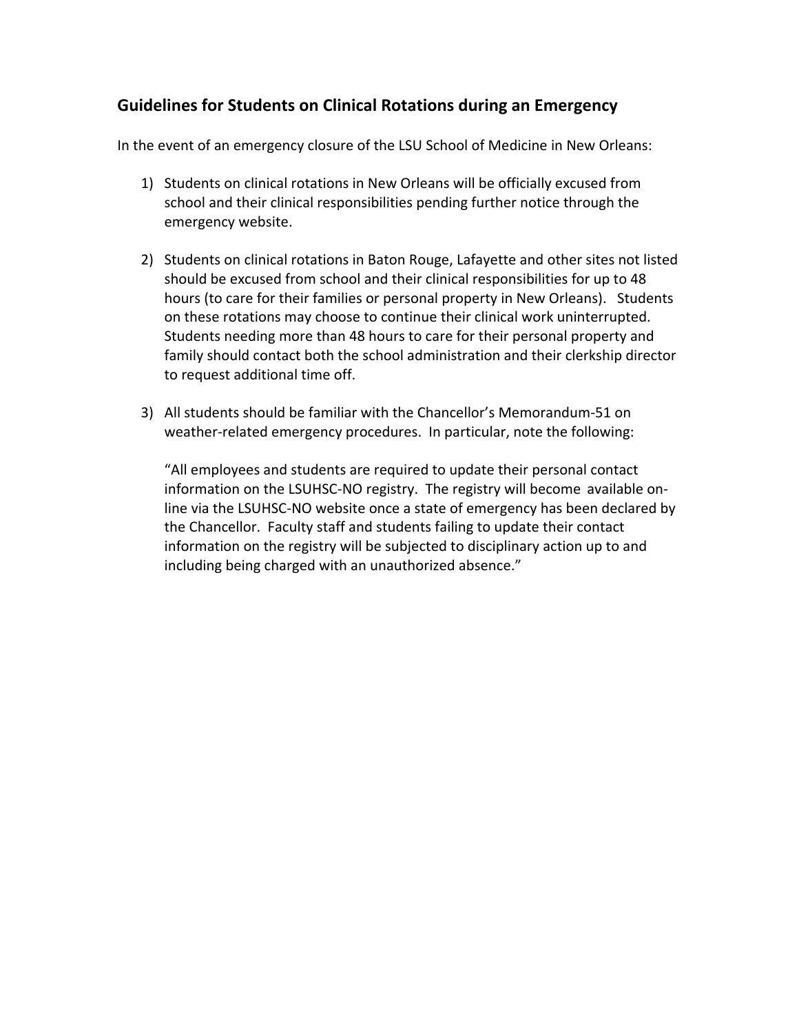## Guidelines for Students on Clinical Rotations during an Emergency

In the event of an emergency closure of the LSU School of Medicine in New Orleans:

1) Students on clinical rotations in New Orleans will be officially excused from school and their clinical responsibilities pending further notice through the emergency website.

2) Students on clinical rotations in Baton Rouge, Lafayette and other sites not listed should be excused from school and their clinical responsibilities for up to 48 hours (to care for their families or personal property in New Orleans). Students on these rotations may choose to continue their clinical work uninterrupted. Students needing more than 48 hours to care for their personal property and family should contact both the school administration and their clerkship director to request additional time off.

3) All students should be familiar with the Chancellor's Memorandum-51 on weather-related emergency procedures. In particular, note the following:

   "All employees and students are required to update their personal contact information on the LSUHSC-NO registry. The registry will become available on-line via the LSUHSC-NO website once a state of emergency has been declared by the Chancellor. Faculty staff and students failing to update their contact information on the registry will be subjected to disciplinary action up to and including being charged with an unauthorized absence."